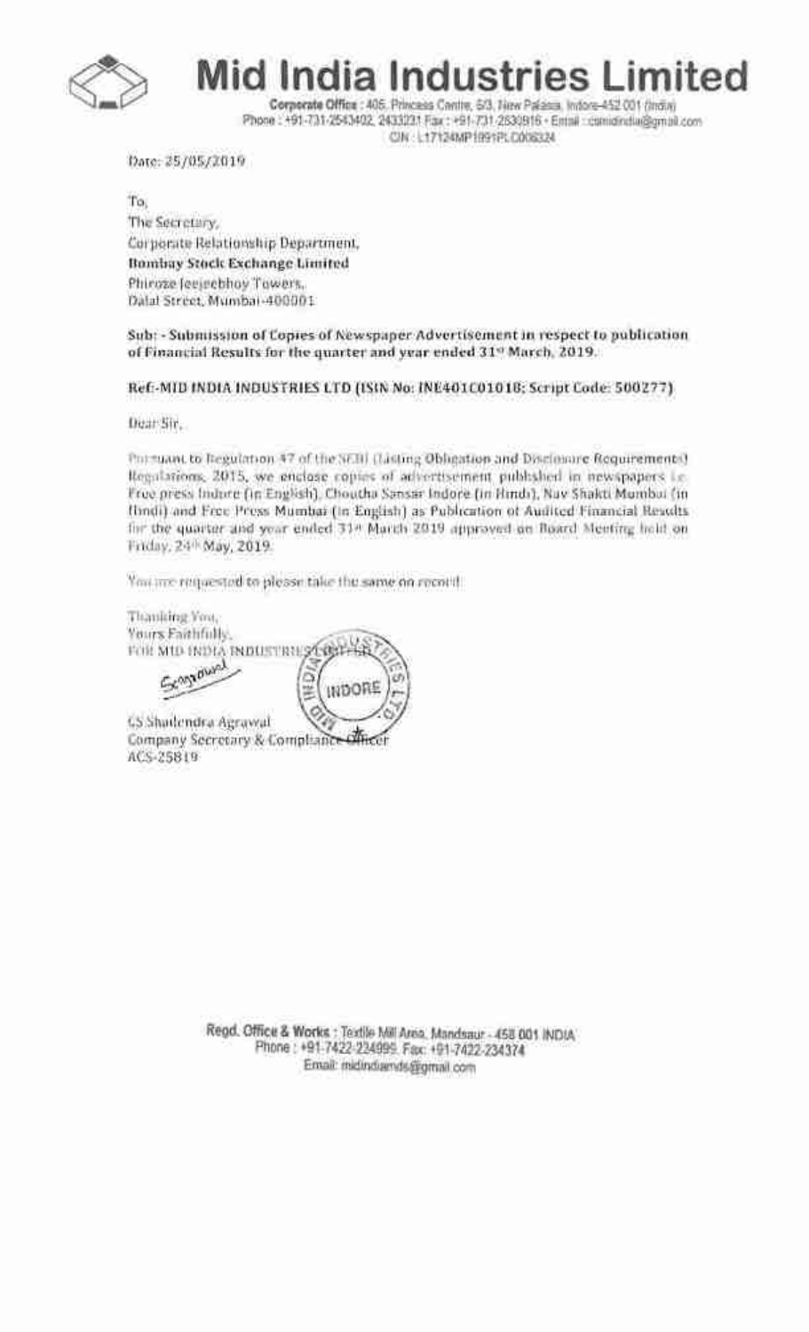# Mid India Industries Limited

**Corporate Office :** 405, Princess Centre, 6/3, New Palasia, Indore-452 001 (India)
Phone : +91-731-2543402, 2433231 Fax : +91-731-2530916 • Email : csmidindia@gmail.com
CIN : L17124MP1991PLC006324

Date: 25/05/2019

To,
The Secretary,
Corporate Relationship Department,
**Bombay Stock Exchange Limited**
Phiroze Jeejeebhoy Towers,
Dalal Street, Mumbai-400001

**Sub: - Submission of Copies of Newspaper Advertisement in respect to publication of Financial Results for the quarter and year ended 31st March, 2019.**

**Ref:-MID INDIA INDUSTRIES LTD (ISIN No: INE401C01018; Script Code: 500277)**

Dear Sir,

Pursuant to Regulation 47 of the SEBI (Listing Obligation and Disclosure Requirements) Regulations, 2015, we enclose copies of advertisement published in newspapers i.e. Free press Indore (in English), Choutha Sansar Indore (in Hindi), Nav Shakti Mumbai (in Hindi) and Free Press Mumbai (in English) as Publication of Audited Financial Results for the quarter and year ended 31st March 2019 approved on Board Meeting held on Friday, 24th May, 2019.

You are requested to please take the same on record.

Thanking You,
Yours Faithfully,
FOR MID INDIA INDUSTRIES LIMITED

CS Shailendra Agrawal
Company Secretary & Compliance Officer
ACS-25819

**Regd. Office & Works :** Textile Mill Area, Mandsaur - 458 001 INDIA
Phone : +91-7422-224999 Fax: +91-7422-234374
Email: midindiamds@gmail.com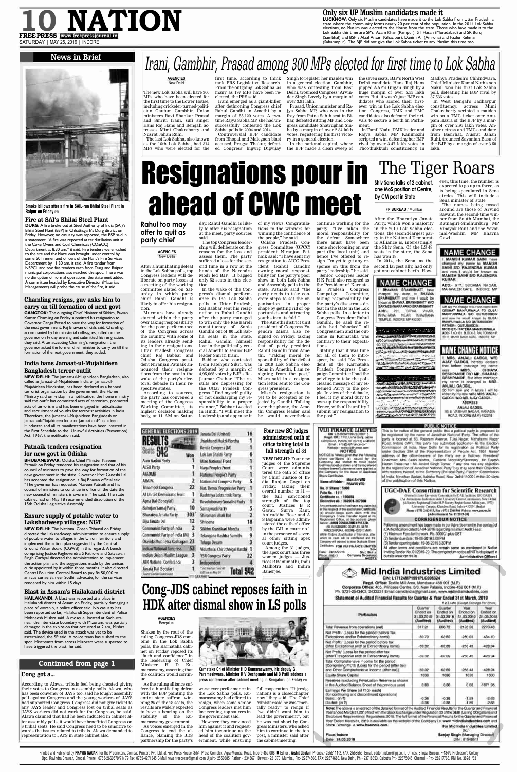## Only six UP Muslim candidates made it

**LUCKNOW:** Only six Muslim candidates have made it to the Lok Sabha from Uttar Pradesh, a state where the community forms nearly 20 per cent of the population. In the 2014 Lok Sabha elections, no Muslim was elected to the House from the state. Those who have made it to the Lok Sabha this time are SP's Azam Khan (Rampur), ST Hasan (Moradabad) and SR Burq (Sambhal) and BSP's Afzal Ansari (Ghazipur), Danish Ali (Amroha) and Fazlur Rehman (Saharanpur). The BJP did not give the Lok Sabha ticket to any Muslim this time too.

## News in Brief

Smoke billows after a fire in SAIL-run Bhilai Steel Plant in Raipur on Friday PTI

### Fire at SAI's Bhilai Steel Plant

**DURG:** A fire broke out at Steel Authority of India (SAI)'s Bhilai Steel Plant (BSP) in Chhattisgarh's Durg district on Friday. However, no casualty was reported, the BSP said in a statement. "A fire was reported at tar distillation unit in the Coke Ovens and Coal Chemicals (CO&CC) Department at 8.30 am," it said. Fire tenders were rushed to the site and the blaze was brought under control by some 50 firemen and officers of the Plant's Fire Services Department by 11.30 am, it said. A fire tender from NSPCL and two fire tenders each from Durg and Raipur municipal corporations also reached the spot. There was no disruption of normal operations, the statement added. A committee headed by Executive Director (Materials Management) will probe the cause of the fire, it said.

### Chamling resigns, guv asks him to carry on till formation of next govt

**GANGTOK:** The outgoing Chief Minister of Sikkim, Pawan Kumar Chamling on Friday submitted his resignation to Governor Ganga Prasad to pave the way for formation of the next government, Raj Bhawan officials said. Chamling, accompanied by his ministerial colleagues, called on the governor on Friday evening and submitted his resignation, they said. After accepting Chamling's resignation, the governor asked the former chief minister to carry on till the formation of the next government, they added.

### India bans Jamaat-ul-Mujahideen Bangladesh terror outfit

**NEW DELHI:** The Jamaat-ul-Mujahideen Bangladesh, also called as Jamaat-ul-Mujahideen India or Jamaat-ul-Mujahideen Hindustan, has been declared as a banned terrorist organisation by the government, the Home Ministry said on Friday. In a notification, the home ministry said the outfit has committed acts of terrorism, promoted acts of terrorism and has been engaged in radicalisation and recruitment of youths for terrorist activities in India. Therefore, the Jamaat-ul-Mujahideen Bangladesh or Jamaat-ul-Mujahideen India or Jamaat-ul-Mujahideen Hindustan and all its manifestations have been inserted in the First Schedule to the Unlawful Activities (Prevention) Act, 1967, the notification said.

### Patnaik tenders resignation for new govt in Odisha

**BHUBANESWAR:** Odisha Chief Minister Naveen Patnaik on Friday tendered his resignation and that of his council of ministers to pave the way for formation of the new government in the state. Governor Prof Ganeshi Lal has accepted the resignation, a Raj Bhavan official said. "The governor has requested Naveen Patnaik and his council of ministers to continue in office till the date the new council of ministers is sworn in," he said. The state cabinet had on May 18 recommended dissolution of the 15th Odisha Legislative Assembly.

### Ensure supply of potable water to Lakshadweep villages: NGT

**NEW DELHI:** The National Green Tribunal on Friday directed the Lakshadweep administration to ensure supply of potable water to villages in the Union Territory and implement the action plan suggested by the Central Ground Water Board (CGWB) in this regard. A bench comprising Justice Raghuvendra S Rathore and Satyawan Singh Garbyal directed the administration to implement the action plan and the suggestions made by the amicus curie appointed by it within three months. It also directed Central Pollution Control Board to pay Rs 50,000 to amicus curiae Sameer Sodhi, advocate, for the services rendered by him within 15 days.

### Blast in Assam's Hailakandi district

**HAILAKANDI:** A blast was reported at a place in Hailakandi district of Assam on Friday, partially damaging a place of worship, a police officer said. No casualty has been reported so far, Hailakandi Superintendent of Police Mohneesh Mishra said. A mosque, located at Kachurtal near the inter-state boundary with Mizoram, was partially damaged in the explosion that occurred at 2 am, Mishra said. The device used in the attack was yet to be ascertained, the SP said. A police team has rushed to the spot. Miscreants from across Mizoram were suspected to have triggered the blast, he said.

## Continued from page 1

### Cong got a...

According to Alawa, tribals feel being cheated giving their votes to Congress in assembly polls. Alawa, who has been convener of JAYS too, said he fought assembly poll against Congress and the young workers of JAYS had supported Congress. Congress did not give ticket to any JAYS leader and Congress lost on tribal seats as JAYS workers did not work for the Congress, he said. Alawa claimed that had he been inducted in cabinet after assembly polls, it would have benefitted Congress on 6 tribal seats. He said Congress need to be sensitive towards the issues related to tribals. Alawa demanded to representation to JAYS in state cabinet also.

# Irani, Gambhir, Prasad among 300 MPs elected for first time to Lok Sabha

**AGENCIES**
New Delhi

The new Lok Sabha will have 300 MPs who have been elected for the first time to the Lower House, including cricketer-turned-politician Gautam Gambhir, Union ministers Ravi Shankar Prasad and Smriti Irani, stuf singer Hans Raj Hans and Bengali actresses Mimi Chakraborty and Nusrat Jahan Ruhi.

The last Lok Sabha, also known as the 16th Lok Sabha, had 314 MPs who were elected for the first time, according to think tank PRS Legislative Research. From the outgoing Lok Sabha, as many as 197 MPs have been re-elected, the PRS said.

Irani emerged as a giant-killer after dethroning Congress chief Rahul Gandhi in Amethi by a margin of 55,120 votes. A two-time Rajya Sabha MP, she had unsuccessfully contested the Lok Sabha polls in 2004 and 2014.

Controversial BJP candidate from Bhopal and Malegaon blast accused, Pragya Thakur, defeated Congress' bigwig Digvijay Singh to register her maiden win in a general election. Gambhir, who was contesting from East Delhi, trounced Congress' Arvinder Singh Lovely by a margin of over 3.91 lakh.

Prasad, Union minister and Rajya Sabha MP, who was in the fray from Patna Sahib seat in Bihar, defeated sitting MP and Congress candidate Shatrughan Sinha by a margin of over 2.84 lakh votes, registering his first victory in a general election.

In the national capital, where the BJP made a clean sweep of the seven seats, BJP's North West Delhi candidate Hans Raj Hans pipped AAP's Gugan Singh by a huge margin of over 5.55 lakh votes. But, it wasn't just BJP candidates who scored their first-ever win in the Lok Sabha elections. Congress, DMK and TMC candidates also defeated their rivals to secure a berth in Parliament.

In Tamil Nadu, DMK leader and Rajya Sabha MP Kanimozhi scripted a win, defeating her BJP rival by over 3.47 lakh votes in Thoothukkudi constituency. In Madhya Pradesh's Chhindwara, Chief Minister Kamal Nath's son Nakul won his first Lok Sabha poll, defeating his BJP rival by 37,536 votes.

In West Bengal's Jadhavpur constituency, actress Mimi Chakraborty scripted a maiden win on a TMC ticket over Anupam Hazra of the BJP by a margin of over 2.95 lakh votes. Another actress and TMC candidate from Basirhat, Nusrat Jahan Ruhi, trounced Sayantan Basu of the BJP by a margin of over 3.50 lakh.

# Resignations pour in ahead of CWC meet

### Rahul too may offer to quit as party chief

**AGENCIES**
New Delhi

After a humiliating defeat in the Lok Sabha polls, top Congress leaders will deliberate on party losses at a meeting of the working committee slated on Saturday in which party chief Rahul Gandhi is likely to offer his resignation.

Murmurs have already started within the party over taking responsibility for the poor performance of the Congress across the country, with some of its leaders already sending in their resignations. Uttar Pradesh Congress chief Raj Babbar and Odisha Congress president Niranjan Patnaik announced their resignations from the post in the wake of the party's electoral debacle in their respective states.

According to sources, the party has convened a meeting of the Congress Working Committee, its highest decision making body, at 11 AM on Saturday. Rahul Gandhi is likely to offer his resignation at the meet, party sources said.

The top Congress leadership will deliberate on the reasons for the loss and assess them. The party suffered a loss for the second time in a row at the hands of the Narendra Modi led BJP. It bagged only 52 seats in this election.

In the wake of the Congress's dismal performance in the Lok Sabha polls in Uttar Pradesh, Raj Babbar sent his resignation to Rahul Gandhi after the party managed to win only the Rae Bareli constituency of Sonia Gandhi out of 80 Lok Sabha seats in the state. Rahul Gandhi himself lost in the politically crucial Amethi to senior BJP leader Smriti Irani.

Babbar, who contested from Fatehpur Sikri, was defeated by a margin of 4,95,065 votes by BJP's Rajkumar Chahar. "The results are depressing for the Uttar Pradesh Congress. I find myself guilty of not discharging my responsibility in a proper manner," Babbar tweeted in Hindi. "I will meet the leadership and appraise it of my views. Congratulations to the winners for winning the confidence of the people," he said.

Odisha Pradesh Congress Committee (OPCC) president Niranjan Patnaik said: "I have sent my resignation to AICC President (Rahul Gandhi) owning moral responsibility for the party's poor show in both Lok Sabha and Assembly polls in the state. Patnaik said "the party needs to take concrete steps to set the organisation in proper shape by getting rid of opportunists and attracting youths into its fold."

The Amethi district unit president of Congress Yogendra Misra also resigned on Friday, taking responsibility for the defeat of party president Rahul Gandhi from Amethi. "Taking moral responsibility of the defeat in 2019 Lok Sabha elections in Amethi, I am resigning from the post," Misra said in a resignation letter sent to the Congress president.

Misra's resignation is yet to be accepted or rejected by Gandhi. Talking over the phone, the Amethi Congress leader said he would nevertheless continue working for the party. "I've taken the moral responsibility for the defeat. Somewhere there must have been some shortcoming on our part (the local unit) and hence I've offered to resign. I'm yet to get any response on this from the party leadership," he said.

Senior Congress leader H K Patil also resigned as the President of Karnataka Pradesh Congress Campaign Committee, taking responsibility for the party's disastrous defeat in the state in the Lok Sabha polls. In a letter to Congress President Rahul Gandhi, he said the results had "shocked" all Congressmen and the outcome in Karnataka was contrary to their expectations.

Stating that it was time for all of them to introspect, he said "As President of the Karnataka Pradesh Congress Campaign Committee I had the privilege to take the policies and message of my esteemed Party to the people. In view of the debacle, I feel it my moral duty to own-up the responsibility. Hence, with all humility I submit my resignation to the post."

# The Tiger Roars

### Shiv Sena talks of 2 cabinet, one MoS position at Centre, Dy CM post in State

**FP BUREAU** / Mumbai

After the Bharatiya Janata Party, which won a majority in the 2019 Lok Sabha elections, the second-largest party in the National Democratic Alliance is, interestingly, the Shiv Sena. Of the LS 48 seats in the state, the Sena has won 18.

In 2014, the Sena, as the second largest ally, had only got one cabinet berth. However, this time, the number is expected to go up to three, as is being speculated in Sena circles. This will include a Sena minister of state.

The names being tossed around are those of Arvind Sawant, the second-time winner from South Mumbai, the Ratnagiri-Sindhurdurg MP Vinayak Raut and the Yavatmal-Washim MP Bhavna Gawli.

**GENERAL ELECTIONS 2019**

**RESULTS Seats 542**

| Party | Won |
|---|---|
| Aam Aadmi Party | 1 |
| AJSU Party | 1 |
| AIADMK | 1 |
| AIMIM | 2 |
| Trinamool Congress | 22 |
| AI United Democratic Front | 1 |
| Apna Dal (Soneylal) | 2 |
| Bahujan Samaj Party | 10 |
| Bharatiya Janata Party | 303* |
| Biju Janata Dal | 12 |
| Communist Party of India | 2 |
| Communist Party of India (M) | 3 |
| Dravida Munnetra Kazhagam | 23 |
| Indian National Congress | 52 |
| Indian Union Muslim League | 3 |
| J&K National Conference | 3 |
| Janata Dal (Secular) | 1 |
| Janata Dal (United) | 16 |
| Jharkhand Mukti Morcha | 1 |
| Kerala Congress (M) | 1 |
| Lok Jan Shakti Party | 6 |
| Mizo National Front | 1 |
| Naga Peoples Front | 1 |
| National People's Party | 1 |
| Nationalist Congress Party | 5 |
| Nat. Demo. Progressive Party | 1 |
| Rashtriya Loktantrik Party | 1 |
| Revolutionary Socialist Party | 1 |
| Samajwadi Party | 5 |
| Shiromani Akali Dal | 2 |
| Shivsena | 18 |
| Sikkim Krantikari Morcha | 1 |
| Telangana Rashtra Samithi | 9 |
| Telugu Desam | 3 |
| Viduthalai Chiruthaigal Katchi | 1 |
| YSR Congress Party | 22 |
| Independent | 4 |
| **Total** | **542** |

*Tied lead in 1 seat till 8.35 pm on May 24. Source: Election Commission. PTI GRAPHICS

## Four new SC judges administered oath of office taking total to full strength of 31

**NEW DELHI:** Four new judges of the Supreme Court were administered the oath of office by Chief Justice of India Ranjan Gogoi on Friday, taking their overall number to 31 — the full sanctioned strength of the top court. Justices B R Gavai, Surya Kant, Aniruddha Bose and A S Bopanna were administered the oath of office by the CJI in court no.1 in the presence of several other sitting apex court judges.

Among the 31 judges, the apex court has three women judges — Justices R Banumathi, Indu Malhotra and Indira Banerjee.

# Cong-JDS cabinet reposes faith in HDK after dismal show in LS polls

**AGENCIES**
Bengaluru

Shaken by the rout of the ruling Congress-JDS combine in the Lok Sabha polls, the Karnataka cabinet on Friday reposed its "faith and confidence" in the leadership of Chief Minister H D Kumaraswamy, asserting that the coalition would continue.

As the ruling alliance suffered a humiliating defeat with the BJP painting the entire state saffron, winning 25 of the 28 seats, the results are widely expected to have a bearing on the stability of the Kumaraswamy government.

As voices emerged in the Congress to end the alliance, blaming the JDS partnership for the party's worst ever performance in the Lok Sabha polls, Kumaraswamy had offered to resign, when some senior Congress leaders met him last evening, top sources in the government said.

However, they convinced him against it and requested him to continue as the head of the coalition government, while ensuring full cooperation. "It (resignation) is a closed chapter now," they said. The Chief Minister said he was "mentally ready" to resign if "we didn't want him to lead the government", but he was cut short by Congress Ministers, who asked him to continue in the top post, a minister said after the cabinet meeting.

Karnataka Chief Minister H D Kumaraswamy, his deputy G. Parameshwara, Minister R V Deshpande and M B Patil address a press conference after cabinet meeting in Bengaluru on Friday PTI

**NAME CHANGE**

I BHAVANA BRAMHBHATT have changed my name to BHAVNA BRAMHBHATT and now I would be known as BHAVANA BRAMHBHATT W/O SARWESHWARANAND BRAMHBHATT ADD:- 291 GOYAL VIHAR, KHAJRANA NEAR KHAJRANA TEMPLE, INDORE MP 452001

**NAME CHANGE**

I MANISH KUMAR SAINI have changed my name to MANISH SAINI S/O RAJENDRA KUMAR and now I would be known as MANISH SAINI S/O RAJENDRA KUMAR ADD:- 917, SUDAMA NAGAR, MAHAVEER GATE, INDORE MP

**NAME CHANGE**

We are the change of our son name from QUSHAY MANPURWALA to QUSAI MANPURWALA S/O QUTUBUDDIN and now he would known by QUSAI MANPURWALA S/O QUTUBUDDIN FATHER:- QUTUBUDDIN MOTHER:- FATEMA MANPURWALA ADD:- F NO 101, BLOCK B, RAJ TOWNSHIP 10-11, MANIK BAGH ROAD, INDORE MP

**NAME CHANGE NOTICE**

I, MRS. ANJALI GADGIL W/O AJAY GADGIL hereby declare that before marriage my name was MISS. CHHAYA DESHPANDE D/O MR. SHARAD DESHPANDE. But after marriage my name is changed to MRS. ANJALI GADGIL. So from now and in future I will be known by my new name MRS. ANJALI GADGIL W/O MR. AJAY GADGIL.

ADDRESS
ANJALI GADGIL
95 B, VAIBHAV NAGAR, KANADIA ROAD, INDORE (M.P.) 452018

**VIJI FINANCE LIMITED**

CIN : L65192MP1994PLC008715
Regd. Off.: 11/2, Usha Ganj, Jaora Compound, Indore Tel.: (0731) 4246092
Email : info@vijifinance.com
Website : www.vijifinance.com

**NOTICE**

NOTICE is hereby given that the following share certificate (s) issued by the Company are stated to have been lost/misplaced/or stolen and the registered holders thereof / claimants have applied to the Company for the issue of Duplicate Share Certificates.

Name of Holder : MANISH VED PRAVIN VED
No. of Shares : 5000
Folio No. : 1111
Certificate no. : 100035
Distinctive no. : 362001-367000

Any person(s) who has/have any claim (s) in the respect of the said share Certificate (s) should lodge such claim with the Company's Registrar and Transfer Agent at its Registered Office, at the address given below:- ANKIT CONSULTANCY PVT.LTD. 60, ELECTRONIC COMPLEX, NEAR PARDESHIPURA, INDORE-452010 (MP) Within 15 days of publication of this notice, after which no claim will be entertained and the Company will proceed to issue Duplicate Share Certificate.

FOR VIJI FINANCE LIMITED
Sd/-
Date : 24/05/2019
Place : Indore
Stuti Sinha
Company Secretary
A42379

**PUBLIC NOTICE**

This is for notice of the general public that a political party is proposed to be registered by the name of Janadhar National Party. The office of the party is located at 63, Rajaram Avenue, Tulsi Nagar, Mahalaxmi Nagar Road, Indore (MP). This party has submitted application to the Election Commission of India, New Delhi for its registration as Political Party under Section 29A of the Representation of People Act, 1951 Name/ address of its office-bearers of the Party are as Follows: President/ Chairman Mrs Sashi Mishra, General Secretary/Secretary Mr Rajesh Hazari Treasurer - Mr Arvind Singh Tomar. If any one has any objection to the registration of Janadhar National Party they may send their Objection with reasons thereof, to the Secretary (Political Party) Election Commission of India, Nirvachan Sadan, Ashoka Road, New Delhi-110001 within 30 days of the publication of this Notice.

**UGC-DAE Consortium for Scientific Research**

(Formerly: Inter University Consortium for DAE Facilities: IUC-DAEF)
(An Autonomous Institution under University Grants Commission, New Delhi)
(A Society Registered Under M.P. Society Registrikaran Adhiniyam, 1973)
University Campus, Khandwa Road, Indore-452001 (India)
Phone : 0731 2463913, Fax : 0731 2465437 Website: www.csr.res.in
[Advertisement No. 01/2019-20]

**CORRIGENDUM NOTICE**

Following amendment has been made in our Advertisement in the context of ICAI Notification dated 07-04-2016 regarding minimum Audit Fees :
(1) Minimum Fees for the work: Rs. 30000/- plus GST
(2) Tender due date: 19-06-2019 3.00 PM
(3) Tender opening date : 19-06-2019 3.30 PM
All other terms and conditions are remain same as mentioned in Notice Inviting Tender No. 01/2019-20. The corrigendum notice of NIT is displayed in our site www.csr.res.in

Administrative Officer-I

**Mid India Industries Limited**

CIN : L17124MP1991PLC006324
Regd. Office: Textile Mill Area, Mandsaur-458 001 (M.P.)
Corporate Office: 405, Princess Centre, 6/3, New Palasia, Indore-452 001 (M.P.)
Ph. 0731-2543402, 2433231 Email: csmidindia@gmail.com, www.midindiaindustries.com

**Statement of Audited Financial Results for Quarter & Year Ended 31st March, 2019**

(₹ Lakhs Except Earnings Per Share)

| Particulars | Quarter Ended on 31.03.2019 (Audited) | Quarter Ended on 31.03.2018 (Audited) | Year Ended on 31.03.2019 (Audited) | Year Ended on 31.03.2018 (Audited) |
|---|---|---|---|---|
| Total Revenue from operations (net) | 317.21 | 666.72 | 2128.26 | 2270.48 |
| Net Profit / (Loss) for the period (before Tax, Exceptional and/or Extraordinary items) | -59.73 | -62.69 | -259.05 | -434.19 |
| Net Profit / (Loss) for the period before tax (after Exceptional and/ or Extraordinary items) | -59.32 | -62.69 | -258.43 | -428.94 |
| Net Profit/ (Loss) for the period after tax (after Exceptional and/ or Extraordinary items) | -59.32 | -62.69 | -258.43 | -428.94 |
| Total Comprehensive Income for the period [Comprising Profit/ (Loss) for the period (after tax) and Other Comprehensive Income (after tax)] | -59.32 | -62.69 | -258.43 | -428.94 |
| Equity Share Capital | 1630 | 1630 | 1630 | 1630 |
| Reserves (excluding Revaluation Reserve as shown in the Audited Balance Sheet of the previous year) | 0.00 | 0.00 | 0.00 | -1871.95 |
| Earnings Per Share (of ₹10/- each) (for continuing and discontinued operations) Basic : (in ₹) | -0.36 | -0.38 | -1.59 | -2.63 |
| Diluted : (in ₹) | -0.36 | -0.38 | -1.59 | -2.63 |

**Note:** The above is an extract of the detailed format of the Audited Financial Results for the Quarter and Financial Year Ended March 31, 2019 filed with the Stock Exchange under Regulation 33 of the SEBI (Listing Obligations and Disclosure Requirements) Regulations, 2015. The full format of the Financial Results for the Quarter and Financial Year Ended March 31, 2019 is available on the website of the Company i.e. www.midindiaindustries.com and on Stock Exchange i.e. www.bseindia.com.

For Mid India Industries Limited
Sd/-
Sanjay Singh (Managing Director)
DIN : 01548011

Place: Indore
Date : 24.05.2019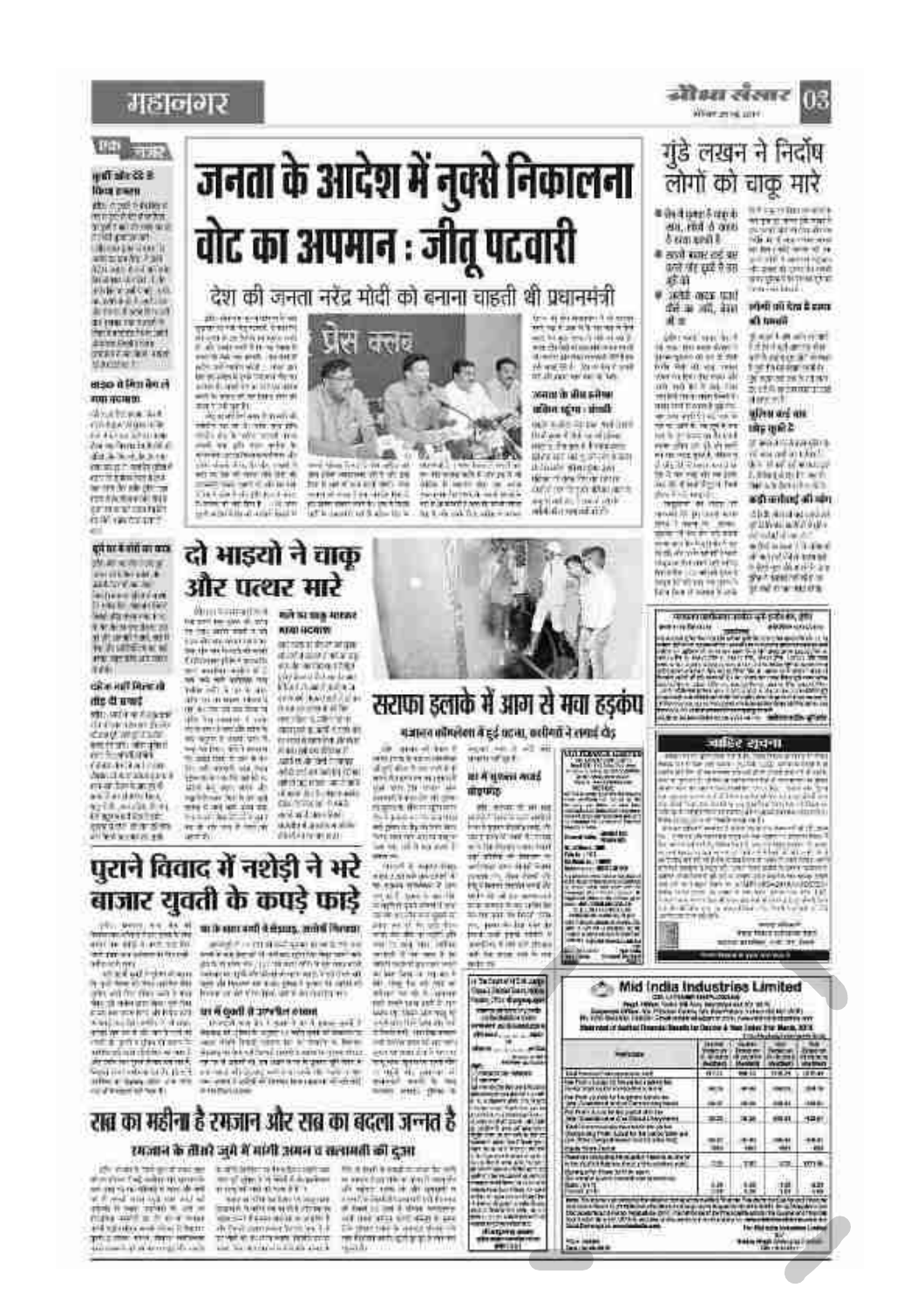# जनता के आदेश में नुक्से निकालना वोट का अपमान : जीतू पटवारी

## देश की जनता नरेंद्र मोदी को बनाना चाहती थी प्रधानमंत्री

# गुंडे लखन ने निर्दोष लोगों को चाकू मारे

# दो भाइयो ने चाकू और पत्थर मारे

# सराफा इलाके में आग से मचा हड़कंप

# पुराने विवाद में नशेड़ी ने भरे बाजार युवती के कपड़े फाड़े

# सब का महीना है रमजान और सब का बदला जन्नत है

## रमजान के तीसरे जुमे में मांगी अमन व सलामती की दुआ

## जाहिर सूचना

## Mid India Industries Limited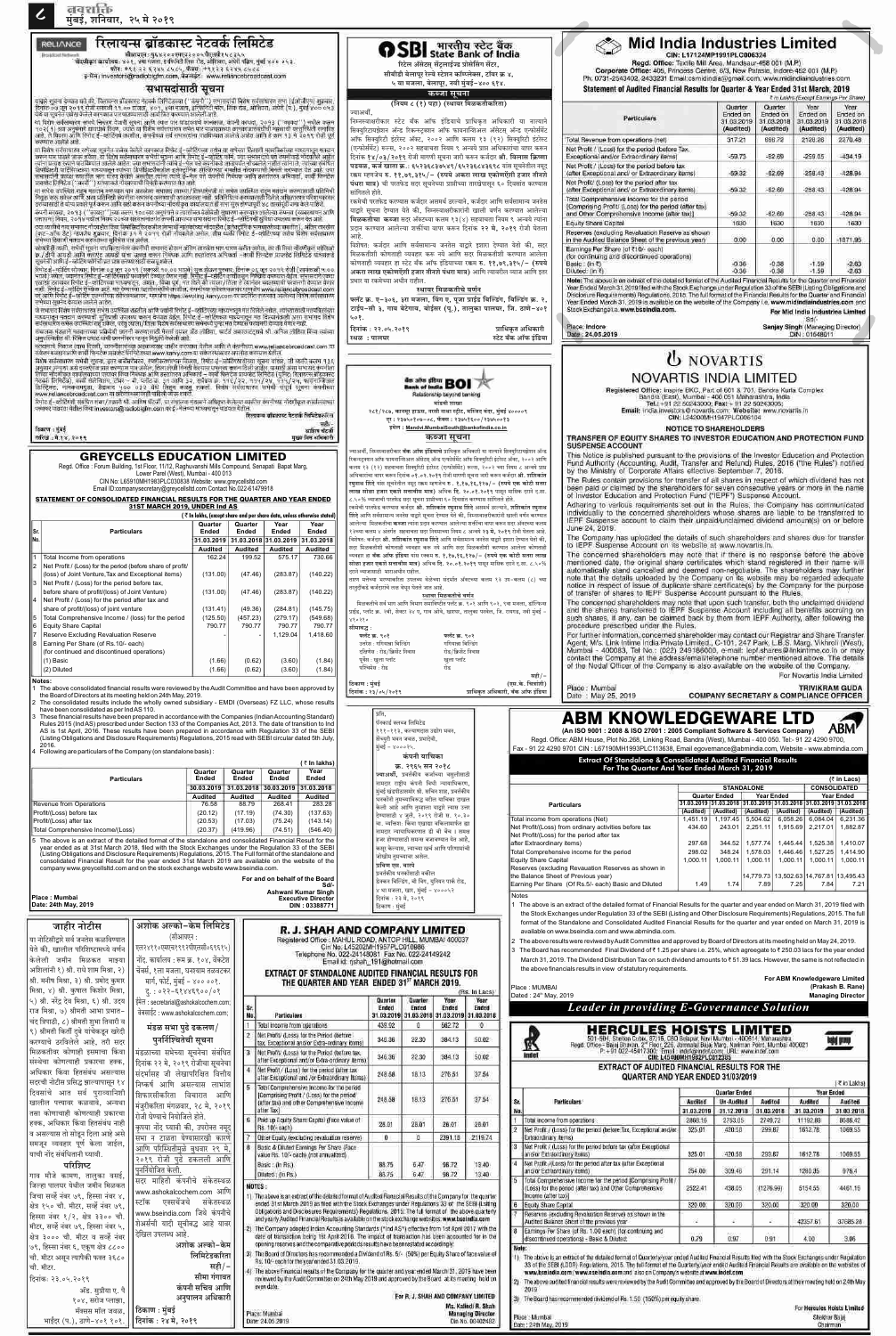# RELIANCE रिलायन्स ब्रॉडकास्ट नेटवर्क लिमिटेड

सीआयएन: L64200MH2016PLC...

नोंदणीकृत कार्यालय: ४०१, ४था मजला, इन्फिनिटी मॉल, लिंक रोड, अंधेरी (प.), मुंबई ४०० ०५३.

ई-मेल: investors@radiooneplus.com, वेबसाईट: www.reliancebroadcast.com

## सभासदांसाठी सूचना

## GREYCELLS EDUCATION LIMITED

Regd. Office : Forum Building, 1st Floor, 11/12, Raghuvanshi Mills Compound, Senapati Bapat Marg, Lower Parel (West), Mumbai - 400 013

CIN No: L65910MH1983PLC030838 Website: www.greycellsltd.com

Email ID:companysecretary@greycellsltd.com Contact No.022-61479918

### STATEMENT OF CONSOLIDATED FINANCIAL RESULTS FOR THE QUARTER AND YEAR ENDED 31ST MARCH 2019

(₹ In lakhs, (except share and per share data, unless otherwise stated)

| Sr. No. | Particulars | Quarter Ended 31.03.2019 Audited | Quarter Ended 31.03.2018 Audited | Year Ended 31.03.2019 Audited | Year Ended 31.03.2018 Audited |
|---|---|---|---|---|---|
| 1 | Total Income from operations | 162.24 | 199.52 | 575.17 | 730.66 |
| 2 | Net Profit / (Loss) for the period (before share of profit/(loss) of Joint Venture, Tax and Exceptional items) | (131.00) | (47.46) | (283.87) | (140.22) |
| 3 | Net Profit / (Loss) for the period before tax, before share of profit/(loss) of Joint Venture | (131.00) | (47.46) | (283.87) | (140.22) |
| 4 | Net Profit / (Loss) for the period after tax and share of profit/(loss) of joint venture | (131.41) | (49.36) | (284.81) | (145.75) |
| 5 | Total Comprehensive Income / (loss) for the period | (125.50) | (457.23) | (279.17) | (549.68) |
| 6 | Equity Share Capital | 790.77 | 790.77 | 790.77 | 790.77 |
| 7 | Reserve Excluding Revaluation Reserve | | | 1,129.04 | 1,418.60 |
| 8 | Earning Per Share (of Rs.10/- each) (for continued and discontinued operations) | | | | |
| | (1) Basic | (1.66) | (0.62) | (3.60) | (1.84) |
| | (2) Diluted | (1.66) | (0.62) | (3.60) | (1.84) |

Notes:

1. The above consolidated financial results were reviewed by the Audit Committee and have been approved by the Board of Directors at its meeting held on 24th May, 2019.
2. The consolidated results include the wholly owned subsidiary - EMDI (Overseas) FZ LLC, whose results have been consolidated as per Ind AS 110.
3. These financial results have been prepared in accordance with the Companies (Indian Accounting Standard) Rules 2015 (Ind AS) prescribed under Section 133 of the Companies Act, 2013. The date of transition to Ind AS is 1st April, 2016. These results have been prepared in accordance with Regulation 33 of the SEBI (Listing Obligations and Disclosure Requirements) Regulations, 2015 read with SEBI circular dated 5th July, 2016.
4. Following are particulars of the Company (on standalone basis) :

(₹ In lakhs)

| Particulars | Quarter Ended 30.03.2019 Audited | Quarter Ended 31.03.2018 Audited | Year Ended 31.03.2019 Audited | Year Ended 31.03.2018 Audited |
|---|---|---|---|---|
| Revenue from Operations | 76.58 | 88.79 | 268.41 | 283.28 |
| Profit/(Loss) before tax | (20.12) | (17.19) | (74.30) | (137.63) |
| Profit/(Loss) after tax | (20.12) | (17.03) | (75.24) | (143.14) |
| Total Comprehensive Income/(Loss) | (20.37) | (419.96) | (74.51) | (546.40) |

5. The above is an extract of the detailed format of the standalone and consolidated Financial Result for the year ended as at 31st March 2019, filed with the Stock Exchanges under the Regulation 33 of the SEBI (Listing Obligations and Disclosure Requirements) Regulations, 2015. The Full format of the standalone and consolidated Financial Result for the year ended 31st March 2019 are available on the website of the company www.greycellsltd.com and on the stock exchange website www.bseindia.com.

For and on behalf of the Board

Sd/-

Ashwani Kumar Singh

Executive Director

DIN : 03388771

Place : Mumbai

Date: 24th May, 2019

## SBI भारतीय स्टेट बँक State Bank of India

रिटेल ॲसेट्स सेंट्रलाईज्ड प्रोसेसिंग सेंटर, सीबीडी बेलापूर रेल्वे स्टेशन कॉम्प्लेक्स, टॉवर क्र. ४, ५ वा मजला, बेलापूर, नवी मुंबई-४०० ६१४.

### कब्जा सूचना

(नियम ८ (१) पहा) (स्थावर मिळकतीकरिता)

स्थावर मिळकतीचे वर्णन

दिनांक : २२.०५.२०१९

स्थळ : पालघर

प्राधिकृत अधिकारी, स्टेट बँक ऑफ इंडिया

## Mid India Industries Limited

CIN: L17124MP1991PLC006324

Regd. Office: Textile Mill Area, Mandsaur-458 001 (M.P.)

Corporate Office: 405, Princess Centre, 6/3, New Palasia, Indore-452 001 (M.P.)

Ph: 0731-2543402, 2433231 Email:csmidindia@gmail.com; www.midindiaindustries.com

### Statement of Audited Financial Results for Quarter & Year Ended 31st March, 2019

(₹ in Lakhs (Except Earnings Per Share)

| Particulars | Quarter Ended on 31.03.2019 (Audited) | Quarter Ended on 31.03.2018 (Audited) | Year Ended on 31.03.2019 (Audited) | Year Ended on 31.03.2018 (Audited) |
|---|---|---|---|---|
| Total Revenue from operations (net) | 317.21 | 686.72 | 2128.26 | 2370.48 |
| Net Profit / (Loss) for the period (before Tax, Exceptional and/or Extraordinary items) | -59.73 | -82.69 | -259.03 | -434.19 |
| Net Profit / (Loss) for the period before tax (after Exceptional and/ or Extraordinary items) | -59.32 | -62.69 | 258.43 | -428.94 |
| Net Profit / (Loss) for the period after tax (after Exceptional and/ or Extraordinary items) | -59.32 | -62.69 | -258.43 | -428.94 |
| Total Comprehensive Income for the period [Comprising Profit / (Loss) for the period (after tax) and Other Comprehensive Income (after tax)] | -59.32 | -62.69 | -258.43 | -428.94 |
| Equity Share Capital | 1630 | 1630 | 1630 | 1630 |
| Reserves (excluding Revaluation Reserve as shown in the Audited Balance Sheet of the previous year) | 0.00 | 0.00 | 0.00 | -1871.95 |
| Earnings Per Share (of ₹10/- each) (for continuing and discontinued operations) | | | | |
| Basic : (in ₹) | -0.36 | -0.38 | -1.59 | -2.63 |
| Diluted : (in ₹) | -0.36 | -0.38 | -1.59 | -2.63 |

Note: The above is an extract of the detailed format of the Audited Financial Results for the Quarter and Financial Year Ended March 31, 2019 filed with the Stock Exchange under Regulation 33 of the SEBI (Listing Obligations and Disclosure Requirements) Regulations, 2015. The full format of the Audited Financial Results for the Quarter and Financial Year Ended March 31, 2019 is available on the website of the Company i.e. www.midindiaindustries.com and Stock Exchange i.e. www.bseindia.com.

For Mid India Industries Limited

Sd/-

Sanjay Singh (Managing Director)

DIN : 01648011

Place: Indore

Date : 24.05.2019

## NOVARTIS

## NOVARTIS INDIA LIMITED

Registered Office: Inspire BKC, Part of 601 & 701, Bandra Kurla Complex Bandra (East), Mumbai - 400 051 Maharashtra, India.

Tel.: +91 22 50243000; Fax: +91 22 50243005;

Email: india.investors@novartis.com; Website: www.novartis.in

CIN: L24200MH1947PLC006104

### NOTICE TO SHAREHOLDERS

### TRANSFER OF EQUITY SHARES TO INVESTOR EDUCATION AND PROTECTION FUND SUSPENSE ACCOUNT

This Notice is published pursuant to the provisions of the Investor Education and Protection Fund Authority (Accounting, Audit, Transfer and Refund) Rules, 2016 ("the Rules") notified by the Ministry of Corporate Affairs effective September 7, 2016.

The Rules contain provisions for transfer of all shares in respect of which dividend has not been paid or claimed by the shareholders for seven consecutive years or more in the name of Investor Education and Protection Fund ("IEPF") Suspense Account.

Adhering to various requirements set out in the Rules, the Company has communicated individually to the concerned shareholders whose shares are liable to be transferred to IEPF Suspense account to claim their unpaid/unclaimed dividend amount(s) on or before June 24, 2019.

The Company has uploaded the details of such shareholders and shares due for transfer to IEPF Suspense Account on its website at www.novartis.in.

The concerned shareholders may note that if there is no response before the above mentioned date, the original share certificates which stand registered in their name will automatically stand cancelled and deemed non-negotiable. The shareholders may further note that the details uploaded by the Company on its website may be regarded adequate notice in respect of issue of duplicate share certificate(s) by the Company for the purpose of transfer of shares to IEPF Suspense Account pursuant to the Rules.

The concerned shareholders may note that upon such transfer, both the unclaimed dividend and the shares transferred to IEPF Suspense Account including all benefits accruing on such shares, if any, can be claimed back by them from IEPF Authority, after following the procedure prescribed under the Rules.

For further information, concerned shareholder may contact our Registrar and Share Transfer Agent, M/s. Link Intime India Private Limited, C-101, 247 Park, L.B.S. Marg, Vikhroli (West), Mumbai - 400083, Tel No.: (022) 49186000, e-mail: iepf.shares@linkintime.co.in or may contact the Company at the address/email/telephone number mentioned above. The details of the Nodal Officer of the Company is also available on the website of the Company.

For Novartis India Limited

TRIVIKRAM GUDA

COMPANY SECRETARY & COMPLIANCE OFFICER

Place : Mumbai

Date : May 25, 2019

## बँक ऑफ इंडिया BOI Bank of India

### कब्जा सूचना

## ABM KNOWLEDGEWARE LTD

(An ISO 9001 : 2008 & ISO 27001 : 2005 Compliant Software & Services Company)

Regd. Office: ABM House, Plot No.268, Linking Road, Bandra (West), Mumbai - 400 050. Tel.- 91 22 4290 9700, Fax - 91 22 4290 9701 CIN : L67190MH1993PLC113638, Email abmcs@abmindia.com, Website - www.abmindia.com

### Extract Of Standalone & Consolidated Audited Financial Results For The Quarter And Year Ended March 31, 2019

(₹ in Lacs)

| Particulars | STANDALONE Quarter Ended 31.03.2019 (Audited) | Quarter Ended 31.03.2018 (Audited) | Year Ended 31.03.2019 (Audited) | Year Ended 31.03.2018 (Audited) | CONSOLIDATED Year Ended 31.03.2019 (Audited) | Year Ended 31.03.2018 (Audited) |
|---|---|---|---|---|---|---|
| Total income from operations (net) | 1,451.19 | 1,197.45 | 5,504.62 | 6,058.26 | 6,084.04 | 6,231.36 |
| Net Profit/(Loss) from ordinary activities before tax | 434.60 | 243.01 | 2,251.11 | 1,915.69 | 2,217.01 | 1,882.87 |
| Net Profit/(Loss) for the period after tax (after Extraordinary items) | 297.68 | 344.52 | 1,577.74 | 1,445.44 | 1,525.38 | 1,410.07 |
| Total Comprehensive income for the period | 298.02 | 348.24 | 1,578.03 | 1,446.46 | 1,527.25 | 1,414.90 |
| Equity Share Capital | 1,000.11 | 1,000.11 | 1,000.11 | 1,000.11 | 1,000.11 | 1,000.11 |
| Reserves (excluding Revaluation Reserve as shown in the Balance Sheet of Previous year) | | | 14,779.73 | 13,502.63 | 14,767.81 | 13,495.43 |
| Earning Per Share (Of Rs.5/- each) Basic and Diluted | 1.49 | 1.74 | 7.89 | 7.25 | 7.84 | 7.21 |

Notes

1. The above is an extract of the detailed format of financial results for the quarter and year ended on March 31, 2019 filed with the Stock Exchanges under Regulation 33 of the SEBI (Listing and Other Disclosure Requirements) Regulations, 2015. The full format of the Standalone and Consolidated Audited Financial Results for the quarter and year ended on March 31, 2019 is available on www.bseindia.com and www.abmindia.com.
2. The above results were reviewed by Audit Committee and approved by Board of Directors at its meeting held on May 24, 2019.
3. The Board has recommended Final Dividend of ₹ 1.25 per share i.e. 25%, which agreegate to ₹ 250.03 lacs for the year ended March 31, 2019. The Dividend Distribution Tax on such dividend amounts to ₹ 51.39 lacs. However, the same is not reflected in the above financials results in view of statutory requirements.

For ABM Knowledgeware Limited

(Prakash B. Rane)

Managing Director

Place : MUMBAI

Dated : 24th May, 2019

*Leader in providing E-Governance Solution*

## जाहीर नोटीस

## अशोक अल्को-केम लिमिटेड

(सीआयएन : L24110MH1992PLC069615)

www.ashokalcochem.com

## मंडळ सभा पुढे ढकलणे/ पुनर्नियोजित करणे

अशोक अल्को-केम लिमिटेडकरिता

सही/-

सीमा गंगावत

कंपनी सचिव आणि अनुपालन अधिकारी

ठिकाण : मुंबई

दिनांक : २४ मे, २०१९

## R. J. SHAH AND COMPANY LIMITED

Registered Office : MAHUL ROAD, ANTOP HILL, MUMBAI 400037

CIN No: L45202MH1957PLC010986

Telephone No. 022-24148081 Fax No. 022-24149242

Email id: rjshah_191@hotmail.com

### EXTRACT OF STANDALONE AUDITED FINANCIAL RESULTS FOR THE QUARTER AND YEAR ENDED 31st MARCH 2019.

(Rs. In Lacs)

| Sr. No. | Particulars | Quarter Ended 31.03.2019 | Quarter Ended 31.03.2018 | Year Ended 31.03.2019 | Year Ended 31.03.2018 |
|---|---|---|---|---|---|
| 1 | Total Income from operations | 439.52 | 0 | 582.72 | 0 |
| 2 | Net Profit / (Loss) for the Period (before Tax, Exceptional and/or Extra-ordinary items) | 346.36 | 22.30 | 384.13 | 50.02 |
| 3 | Net Profit / (Loss) for the period before Tax after Exceptional and/ or Extra-ordinary items) | 346.36 | 22.30 | 384.13 | 50.02 |
| 4 | Net Profit / (Loss) for the period after Tax (after Exceptional and /or Extraordinary items) | 248.58 | 18.13 | 276.51 | 37.54 |
| 5 | Total Comprehensive Income for the period [Comprising Profit / (Loss) for the period (after tax) and other Comprehensive income after tax] | 248.58 | 18.13 | 276.51 | 37.54 |
| 6 | Paid up Equity Share Capital (Face value of Rs. 10/- each) | 28.01 | 28.01 | 28.01 | 28.01 |
| 7 | Other Equity (excluding revaluation reserve) | 0 | 0 | 2391.18 | 2119.74 |
| 8 | Basic & Diluted Earnings Per Share (Face value Rs. 10/- each) (not annualized) | | | | |
| | Basic : (in Rs.) | 88.75 | 6.47 | 98.72 | 13.40 |
| | Diluted : (in Rs.) | 88.75 | 6.47 | 98.72 | 13.40 |

NOTES :

1. The above is an extract of the detailed format of Audited Financial Results of the Company for the quarter ended 31st March 2019 filed with the Stock Exchanges under Regulations 33 of the SEBI (Listing Obligations and Disclosure Requirements) Regulations, 2015. The full format of the above quarterly and yearly Audited Financial Results are available on the stock exchange website: www.bseindia.com
2. The Company adopted Indian Accounting Standards ("Ind AS") effective from 1st April 2017 with the date of transition being 1st April 2016. The impact of transition has been accounted for in the opening reserves and the comparative periods have been restated accordingly.
3. The Board of Directors has recommended a Dividend of Rs. 5/- (50%) per Equity Share of face value of Rs. 10/- each for the year ended 31.03.2019.
4. The above financial results of the Company for the quarter and year ended March 31, 2019 have been reviewed by the Audit Committee on 24th May 2019 and approved by the Board at its meeting held on even date.

For R. J. SHAH AND COMPANY LIMITED

Ms. Kalindi R. Shah

Managing Director

Din No. 00402482

Place: Mumbai

Date: 24.05.2019

## HERCULES HOISTS LIMITED

501-504, Shelton Cubix, 87/15, CBD Belapur, Navi Mumbai - 400614, Maharashtra.

Regd. Office: Bajaj Bhawan, 2nd Floor, 226, Jamnalal Bajaj Marg, Nariman Point, Mumbai 400021

P: +91 022-45417300 Email : indef@indef.com URL : www.indef.com

CIN : L45400MH1962PLC012385

### EXTRACT OF AUDITED FINANCIAL RESULTS FOR THE QUARTER AND YEAR ENDED 31/03/2019

(₹ In Lakhs)

| Sr. No. | Particulars | Quarter Ended 31.03.2019 Audited | Quarter Ended 31.12.2018 Un-Audited | Quarter Ended 31.03.2018 Audited | Year Ended 31.03.2019 Audited | Year Ended 31.03.2018 Audited |
|---|---|---|---|---|---|---|
| 1 | Total income from operations | 2866.56 | 2753.05 | 2249.72 | 11192.80 | 8586.42 |
| 2 | Net Profit / (Loss) for the period (before Tax, Exceptional and/or Extraordinary items) | 325.01 | 420.58 | 299.87 | 1612.78 | 1069.55 |
| 3 | Net Profit / (Loss) for the period before tax (after Exceptional and/or Extraordinary items) | 325.01 | 420.58 | 299.87 | 1612.78 | 1069.55 |
| 4 | Net Profit / (Loss) for the period after tax (after Exceptional and/or Extraordinary items) | 254.80 | 309.46 | 291.14 | 1280.35 | 976.4 |
| 5 | Total Comprehensive Income for the period [Comprising Profit / (Loss) for the period (after tax) and Other Comprehensive Income (after tax)] | 2522.41 | 438.05 | (1276.99) | 5154.55 | 4461.16 |
| 6 | Equity Share Capital | 320.00 | 320.00 | 320.00 | 320.00 | 320.00 |
| 7 | Reserves (excluding Revaluation Reserve) as shown in the Audited Balance Sheet of the previous year | - | - | - | 42357.61 | 37685.28 |
| 8 | Earnings Per Share (of Rs. 1/-each) (for continuing and discontinued operations) - Basic & Diluted | 0.79 | 0.97 | 0.91 | 4.00 | 3.05 |

Note:

1) The above is an extract of the detailed format of Quarterly/year ended Audited Financial Results filed with the Stock Exchanges under Regulation 33 of the SEBI (LODR) Regulations, 2015. The full format of the Quarterly/year ended Audited Financial Results are available on the websites of www.bseindia.com/ www.nseindia.com and also on Company's website at www.indef.com

2) The above and other financial results were reviewed by the Audit Committee and approved by the Board of Directors at their meeting held on 24th May 2019

3) The Board has recommended dividend of Rs. 1.50 (150%) per equity share.

For Hercules Hoists Limited

Shekhar Bajaj

Chairman

Place : Mumbai

Date : 24th May, 2019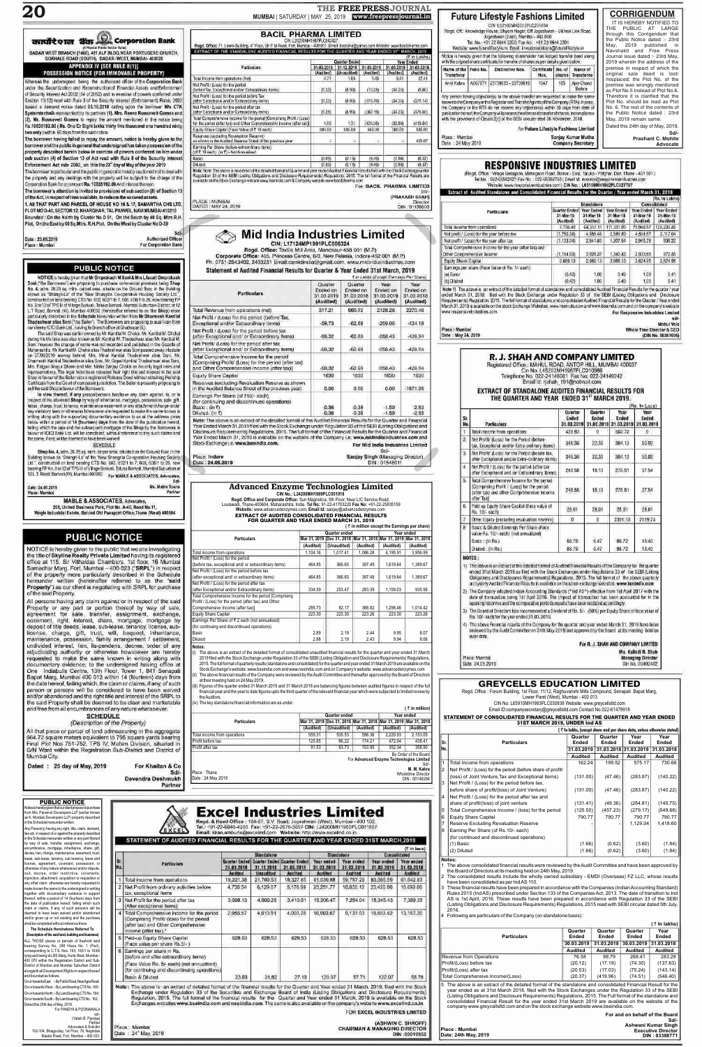# Corporation Bank

DADAR WEST BRANCH (1460), 401 ALF BLDG NEAR PORTUGESE CHURCH, GOKHALE ROAD (SOUTH), DADAR-WEST, MUMBAI- 400028

## APPENDIX IV [SEE RULE 8(1)]
## POSSESSION NOTICE (FOR IMMOVABLE PROPERTY)

Whereas the undersigned being the authorized officer of the Corporation Bank under the Securitisation and Reconstruction of Financial Assets and Enforcement of Security Interest Act 2002 (54 of 2002) and in exercise of powers conferred under Section 13(12) read with Rule 3 of the Security Interest (Enforcement) Rules, 2002 issued a demand notice dated 05.10.2018 calling upon the Borrower M/s CTK Systemtechnik represented by its partners (1). Mrs. Reena Roosevelt Gomes and (2). Mr. Roosevelt Gomes to repay the amount mentioned in the notice being Rs.16535192.00 ( Rs. One Cr Eight lakhs thirty five thousand one hundred ninety two only) within 60 days from the said notice.

The borrower having failed to repay the amount, notice is hereby given to the borrower and the public in general that undersigned has taken possession of the property described herein below in exercise of powers conferred on him under sub section (4) of Section 13 of Act read with Rule 8 of the Security Interest Enforcement Act rule 2002, on this the 23rd day of May of the year 2019

The borrower in particular and the public in general is hereby cautioned not to deal with the property and any dealings with the property will be subject to the charge of the Corporation Bank for an amount Rs.16535192.00 And interest thereon.

The borrower's attention is invited to provisions of sub section (8) of Section 13 of the Act, in respect of time available, to redeem the secured assets.

1. All that part and parcel of house no 16 & 17, Samartha CHS LTD, Plot No D-40, Sector 12, Kharghar, Tal.Panvel, Navi Mumbai 410210
Bounded : On the North by Cluster No D 61, On the South by 40 Sq. Mtrs R.H. Plot, On the East by 60 Sq.Mtrs. R.H.Plot, On the West by Cluster No D-38

Date : 23.05.2019
Place : Mumbai

Sd/-
Authorized Officer
For Corporation Bank

## PUBLIC NOTICE

NOTICE is hereby given that Mr Omprakash M Soni & Mrs Lilavati Omprakash Soni ("the Borrowers") are proposing to purchase commercial premises being Shop No. 4, adm. 26.25 sq. mtrs. carpet area, situate on the Ground floor, in the Building known as "Shangri-La" of the "New Shangrila Co-operative Housing Society Ltd.", constructed on land bearing CTS No. 602, 602/1 to 7, 606, 606/1 to 26, now bearing FP No. 51 to 12 of TPS III of Village Borivali, Taluka Borivali, Mumbai Suburban District, at 121, T Road, Borivali (W), Mumbai 400092 (hereinafter referred to as the Shop) more particularly described in the Schedule hereunder written from Mr Dharmesh Kantilal Thadeshwar alias Soni ("the Seller"). The Borrowers are proposing to avail loan from our clients ICICI Bank Ltd. having its branch office at Ghatkopar (E).

The said Shop was earlier owned by Mr. Kantilal M. Chokshi. Mr. Kantilal M. Chokshi during his life time was also known as Mr. Kantilal M. Soni. Mr. Kantilal M. Soni, however the change of name was not recorded and published in the Gazette of Maharashtra. Mr. Kantilal M. Chokshi alias Thadeshwar alias Soni passed away intestate on 07/06/2010 leaving behind Mrs. Minal Kantilal Thadeshwar alias Soni, Mr. Dharmesh Kantilal Thadeshwar alias Soni, Mr. Gopal Kantilal Thadeshwar alias Soni, Mrs. Falguni Mayur Dhami and Mrs. Minke Sanjay Chokshi as his only legal heirs and representatives. The legal heirs have released their right title and interest in the said Shop in favour of the Seller vide a registered Release Deed without obtaining the Heirship Certificate from the Court of competent jurisdiction. The Seller is presently proposing to sell the said Shop in favour of the Borrowers.

In view thereof, if any person/persons has/have any claim against, to, or in respect of the abovesaid Shop by way of inheritance, mortgage, possession, sale, gift, lease, charge, trust, tenancy, maintenance easement or any attachment/charge under any statutory laws or otherwise howsoever are hereby requested to make the same known in writing along with the supporting documentary evidence to us at the address given below within a period of 14 (fourteen) days from the date of the publication hereof, failing which the sale and the subsequent mortgage of the Shop by the Borrowers in favour of ICICI Bank Ltd. will be completed, without reference to any such claims and the same, if any, will be deemed to have been waived.

### SCHEDULE

Shop No. 4, adm. 26.25 sq. mtrs. carpet area, situated on the Ground floor, in the Building known as "Shangri-La" of the "New Shangrila Co-operative Housing Society Ltd.", constructed on land bearing CTS No. 602, 602/1 to 7, 606, 606/1 to 26, now bearing FP No. 5 to 12 of TPS III of Village Borivali, Taluka Borivali, Mumbai Suburban District, at 121, T Road, Borivali (W), Mumbai 400092

For MABLE & ASSOCIATES, Advocates,
Sd/-
Ms. Mable Soans
Partner

Date: 24.05.2019
Place: Mumbai

MABLE & ASSOCIATES, Advocates,
203, United Business Park, Plot No. A-40, Road No.11, Wagle Industrial Estate, Behind Old Passport Office, Thane (West) 400604

## PUBLIC NOTICE

NOTICE is hereby given to the public that we are investigating the title of Skyline Realty Private Limited having its registered office at 115, Sir Vithaldas Chambers, 1st floor, 16 Mumbai Samachar Marg, Fort, Mumbai – 400 023 ("SRPL") in respect of the property more particularly described in the Schedule hereunder written (hereinafter referred to as the "said Property") as our client is negotiating with SRPL for purchase of the said Property.

All persons having any claim against or in respect of the said Property or any part or portion thereof by way of sale, agreement for sale, transfer, assignment, exchange, easement, right, interest, share, mortgage, mortgage by deposit of title deeds, lease, sub-lease, tenancy, license, sub-license, charge, gift, trust, will, bequest, inheritance, maintenance, possession, family arrangement / settlement, undivided interest, lien, lis-pendens, decree, order of any adjudicating authority or any other encumbrance or otherwise, however are hereby requested to make the same known in writing along with documentary evidence, to the undersigned having office at One Indiabulls Centre, 13th Floor, Tower 1, 841 Senapati Bapat Marg, Mumbai 400 013 within 14 (fourteen) days from the date hereof, failing which, the claim or claims, if any, of such person or persons will be considered to have been waived and/or abandoned and the right title and interest of the SRPL to the said Property shall be deemed to be clear and marketable and free from all encumbrances of any nature whatsoever.

### SCHEDULE
(Description of the Property)

All that piece or parcel of land admeasuring in the aggregate 664.72 square meters equivalent to 795 square yards bearing Final Plot Nos 751-752, TPS IV, Mahim Division, situated in G/N Ward within the Registration Sub-District and District of Mumbai City.

Dated : 25 day of May, 2019

For Khaitan & Co
Sd/-
Devendra Deshmukh
Partner

## PUBLIC NOTICE

Notice is hereby given that our client propose to purchase from M/s. Paramtor Developers LLP (earlier known as K. Mordani Developers LLP) property described in the Schedule hereunder written.

Any Person(s) having any right, title, claim, demand, lien etc. in respect of or against the property described in the Schedule hereunder written or any part thereof by way of sale, transfer, assignment, exchange, inheritance, mortgage, lien, charge, pledge, gift, devise, lien, charge, maintenance, easement, trust, lease, sub-lease, tenancy, license, sub-license, license, charge, gift, trust, will, bequest, inheritance, possession, family settlement, arbitration, suit, decree, order restrictive, covenants, injunction, attachment, acquisition or requisition or any other claim otherwise are hereby requested to make the same known in writing along with documentary evidence to the undersigned within a period of 14 (fourteen) days from the date of publication hereof, failing which, claim or claims, if any of such person(s) will be deemed to have been waived and/or abandoned and our client shall complete the said transaction without reference thereto.

### The Schedule Hereinabove Referred To
(Description of the said land, building and business)

ALL THOSE pieces or parcels of freehold land bearing Survey No. 258 Hissa No. 7 (Part), corresponding to C.T.S. Nos. 163, 163/1 to 163/6 lying and being at LBS Marg, Kurla West, Mumbai-400 070 within the Registration District and Sub-District of Mumbai Suburban District alongwith all Development Rights in respect thereof and bounded as follows:

On or towards East : By Public Road, New Agra Road;
On or towards West : By Land bearing CTS No. 165;
On or towards North : By Land bearing CTS No. 164;
On or towards South : By Land bearing CTS No. 162;

Dated this 25th day of May, 2019.

For PANDYA & POONAWALA
Sd/-
(Yatish B. Pandya)
Partner
Advocates & Solicitor
102-104, Bhagyoday, 1st Floor, 79, Nagindas Master Road, Fort, Mumbai – 400 023.

# BACIL PHARMA LIMITED

CIN:L24230MH1987PLC043427
Regd. Office: 71, Laxmi Building, 4th Floor, Sir P M Road, Fort, Mumbai – 400001 Email: bacilpharma@yahoo.com Website: www.bacilpharma.com

EXTRACT OF THE STANDALONE AUDITED FINANCIAL RESULTS FOR THE QUARTER AND YEAR ENDED 31st MARCH, 2019

(₹ in Lakhs)

| Particulars | Quarter Ended 31-03-2019 (Audited) | Quarter Ended 31-12-2018 (Unaudited) | Quarter Ended 31-03-2018 (Audited) | Year Ended 31-03-2019 (Audited) | Year Ended 31-03-2018 (Audited) |
|---|---|---|---|---|---|
| Total Income from operations (Net) | 4.71 | 1.64 | 1.45 | 6.41 | 27.41 |
| Net Profit / (Loss) for the period (before Tax, Exceptional and/or Extraordinary items) | (5.32) | (8.90) | (10.28) | (34.35) | (6.66) |
| Net Profit / (Loss) for the period before tax (after Exceptional and/or Extraordinary items) | (5.32) | (8.90) | (370.76) | (34.35) | (325.14) |
| Net Profit / (Loss) for the period after tax (after Exceptional and/or Extraordinary items) | (5.21) | (8.90) | (382.19) | (34.35) | (375.00) |
| Total Comprehensive Income for the period [Comprising Profit / (Loss) for the period (after tax) and Other Comprehensive Income (after tax)] | 1.00 | 1.01 | (420.06) | (32.89) | (419.84) |
| Equity Share Capital (Face Value of ₹ 10 each) | 589.00 | 589.00 | 589.00 | 589.00 | 589.00 |
| Reserves (excluding Revaluation Reserve) as shown in the Audited Balance Sheet of the previous year | - | - | - | - | 429.07 |
| Earning Per Share (before extraordinary items) (of ₹ 10 each) (in ₹) - Not Annualised | | | | | |
| Basic: | (0.09) | (0.15) | (6.49) | (0.58) | (6.37) |
| Diluted: | (0.09) | (0.15) | (6.49) | (0.58) | (6.37) |

Note: Note: The above is an extract of the detailed format of Quarter and year ended Audited Financial Results filed with the Stock Exchange under Regulation 33 of the SEBI (Listing Obligations and Disclosure Requirements) Regulations, 2015. The full format of the Financial Results are available on the Stock Exchange websites www.bseindia.com and on Company's website www.bacilpharma.com

For BACIL PHARMA LIMITED
Sd/-
(PRAKASH SHAH)
Director
DIN : 01136800

PLACE : MUMBAI
DATED : MAY 24, 2019

# Mid India Industries Limited

CIN: L17124MP1991PLC006324
Regd. Office: Textile Mill Area, Mandsaur-458 001 (M.P.)
Corporate Office: 405, Princess Centre, 6/3, New Palasia, Indore-452 001 (M.P.)
Ph. 0731-2543402, 2433231 Email: csmidindia@gmail.com, www.midindiaindustries.com

## Statement of Audited Financial Results for Quarter & Year Ended 31st March, 2019

(In Lakhs (Except Earnings Per Share))

| Particulars | Quarter Ended on 31.03.2019 (Audited) | Quarter Ended on 31.03.2018 (Audited) | Year Ended on 31.03.2019 (Audited) | Year Ended on 31.03.2018 (Audited) |
|---|---|---|---|---|
| Total Revenue from operations (net) | 317.21 | 660.72 | 2128.26 | 2270.48 |
| Net Profit / (Loss) for the period (before Tax, Exceptional and/or Extraordinary items) | -59.73 | -62.09 | -259.05 | -434.19 |
| Net Profit / (Loss) for the period before tax (after Exceptional and/ or Extraordinary items) | -59.32 | -62.68 | -258.43 | -428.94 |
| Net Profit / (Loss) for the period after tax (after Exceptional and/ or Extraordinary items) | -59.32 | -62.69 | -258.43 | -428.94 |
| Total Comprehensive Income for the period [Comprising Profit / (Loss) for the period (after tax) and Other Comprehensive Income (after tax)] | -59.32 | -62.69 | -258.43 | -428.94 |
| Equity Share Capital | 1630 | 1630 | 1630 | 1630 |
| Reserves (excluding Revaluation Reserve as shown in the Audited Balance Sheet of the previous year) | 0.00 | 0.00 | 0.00 | -1871.95 |
| Earnings Per Share (of ₹10/- each) (for continuing and discontinued operations) | | | | |
| Basic : (In ₹) | -0.36 | -0.38 | -1.59 | -2.63 |
| Diluted: (In ₹) | -0.36 | -0.38 | -1.59 | -2.63 |

Note: The above is an extract of the detailed format of the Audited Financial Results for the Quarter and Financial Year Ended March 31, 2019 filed with the Stock Exchange under Regulation 33 of the SEBI (Listing Obligations and Disclosure Requirements) Regulations, 2015. The full format of the Audited Financial Results for the Quarter and Financial Year Ended March 31, 2019 is available on the websites of the Company i.e. www.midindiaindustries.com and Stock Exchange i.e. www.bseindia.com.

For Mid India Industries Limited
Sd/-
Sanjay Singh (Managing Director)
DIN : 01548011

Place: Indore
Date : 24.05.2019

# Advanced Enzyme Technologies Limited

CIN No.: L24200MH1989PLC051018
Regd. Office and Corporate Office: Sun Magnetica, 5th Floor, Near LIC Service Road, Louiswadi, Thane-400604, Maharashtra, India. Tel No: 91-22-41703200 Fax No: +91-22-25835159
Website: www.advancedenzymes.com, E-mail ID: sanjay@advancedenzymes.com

## EXTRACT OF AUDITED CONSOLIDATED FINANCIAL RESULTS FOR QUARTER AND YEAR ENDED MARCH 31, 2019

(₹ in million except the Earnings per share)

| Particulars | Quarter ended Mar 31, 2019 (Audited) | Quarter ended Dec 31, 2018 (Unaudited) | Quarter ended Mar 31, 2018 (Audited) | Year ended Mar 31, 2019 (Audited) | Year ended Mar 31, 2018 (Audited) |
|---|---|---|---|---|---|
| Total income from operations | 1,104.16 | 1,017.41 | 1,086.28 | 4,195.91 | 3,956.99 |
| Net Profit / (Loss) for the period (before tax, exceptional and/ or extraordinary items) | 464.85 | 366.65 | 397.49 | 1,619.64 | 1,389.67 |
| Net Profit / (Loss) for the period before tax (after exceptional and/ or extraordinary items) | 464.85 | 366.65 | 397.49 | 1,619.64 | 1,389.67 |
| Net Profit / (Loss) for the period after tax (after exceptional and/ or extraordinary items) | 334.59 | 253.47 | 283.39 | 1,159.03 | 935.56 |
| Total Comprehensive Income for the period [Comprising Profit / (Loss) for the period (after tax) and Other Comprehensive Income (after tax)] | 285.73 | 82.17 | 388.82 | 1,298.46 | 1,014.42 |
| Equity Share Capital | 223.30 | 223.30 | 223.26 | 223.30 | 223.26 |
| Earnings Per Share of ₹ 2 each (not annualised) (for continuing and discontinued operations) | | | | | |
| Basic | 2.89 | 2.19 | 2.44 | 9.95 | 8.07 |
| Diluted | 2.88 | 2.19 | 2.43 | 9.94 | 8.06 |

Notes:
(i) The above is an extract of the detailed format of consolidated unaudited financial results for the quarter and year ended 31 March 2019 filed with the Stock Exchange under Regulation 33 of the SEBI (Listing Obligations and Disclosure Requirements) Regulations, 2015. The full format of quarterly results (standalone and consolidated) for the quarter and year ended 31 March 2019 are available on the Stock Exchange's websites: www.bseindia.com and www.nseindia.com and on the Company's website: www.advancedenzymes.com
(ii) The above financial results of the Company were reviewed by the Audit Committee and thereafter approved by the Board of Directors at their meeting held on 24 May 2019.
(iii) Figures of the quarter ended 31 March 2019 and 31 March 2018 are balancing figures between audited figures in respect of the full financial year and the year to date figures upto the third quarter of the relevant financial year which were subjected to limited review by the Auditors.
(iv) The key standalone financial information are as under:

(₹ in million)

| Particulars | Quarter ended Mar 31, 2019 (Audited) | Quarter ended Dec 31, 2018 (Unaudited) | Quarter ended Mar 31, 2018 (Audited) | Year ended Mar 31, 2019 (Audited) | Year ended Mar 31, 2018 (Audited) |
|---|---|---|---|---|---|
| Total income from operations | 559.31 | 535.53 | 596.36 | 2,220.03 | 2,153.05 |
| Profit before tax | 125.85 | 86.22 | 174.21 | 472.04 | 436.41 |
| Profit after tax | 91.53 | 63.73 | 153.95 | 352.34 | 356.90 |

By Order of the Board
For Advanced Enzyme Technologies Limited
Sd/-
M. M. Kabra
Wholetime Director
DIN : 00148294

Place : Thane
Date : 24 May 2019

# Excel Industries Limited

Regd. & Head Office : 184-87, S.V. Road, Jogeshwari (West), Mumbai – 400 102.
Tel.: +91-22-6646-4200 Fax: +91-22-2678-3657 CIN: L24200MH1960PLC011807
Email: kiran.ambure@excelind.com Website: http://www.excelind.co.in

## STATEMENT OF AUDITED FINANCIAL RESULTS FOR THE QUARTER AND YEAR ENDED 31ST MARCH, 2019

(₹ in Lakhs)

| Sr. No. | Particulars | Standalone Quarter Ended 31.03.2019 Audited | Standalone Quarter Ended 31.12.2018 Unaudited | Standalone Quarter Ended 31.03.2018 Audited | Standalone Year ended 31.03.2019 Audited | Standalone Year ended 31.03.2018 Audited | Consolidated Year ended 31.03.2019 Audited | Consolidated Year ended 31.03.2018 Audited |
|---|---|---|---|---|---|---|---|---|
| 1 | Total income from operations | 19,221.38 | 21,760.53 | 18,327.85 | 81,039.98 | 59,787.29 | 83,065.59 | 61,642.83 |
| 2 | Net Profit from ordinary activities before tax, exceptional items | 4,738.54 | 6,129.07 | 5,176.99 | 23,251.77 | 10,630.12 | 23,420.86 | 10,692.60 |
| 3 | Net Profit for the period after tax (After exceptional items) | 3,008.13 | 4,000.26 | 3,410.91 | 15,206.47 | 7,254.04 | 15,345.43 | 7,389.35 |
| 4 | Total Comprehensive Income for the period [Comprising Profit/ (Loss) for the period (after tax) and Other Comprehensive Income (after tax)] | 2,955.57 | 4,610.91 | 4,003.28 | 16,903.67 | 9,131.03 | 18,603.42 | 13,163.30 |
| 5 | Paid-up Equity Share Capital (Face value per share Rs.5/-) | 628.53 | 628.53 | 628.53 | 628.53 | 628.53 | 628.53 | 628.53 |
| 6 | Earnings per share in Rs. (before and after extraordinary items) (Face Value Rs. 5/- each) (not annualised) (for continuing and discontinuing operations) Basic & Diluted | 23.93 | 31.82 | 27.13 | 120.97 | 57.71 | 122.07 | 58.78 |

Note: The above is an extract of the detailed format of Results for the Quarter and Year ended 31 March, 2019, filed with the Stock Exchange under Regulation 33 of the Securities and Exchange Board of India (Listing Obligations and Disclosure Requirements) Regulation, 2015. The full format of the Results for the Quarter and Year ended 31 March, 2019 is available on the Stock Exchanges websites www.bseindia.com and nseindia.com. The same is also available on the company's website www.excelind.co.in.

FOR EXCEL INDUSTRIES LIMITED
Sd/-
(ASHWIN C. SHROFF)
CHAIRMAN & MANAGING DIRECTOR
DIN : 00019952

Place : Mumbai
Date : 24th May, 2019

# Future Lifestyle Fashions Limited

CIN: L52100MH2012PLC231654
Regd. Off.: Knowledge House, Shyam Nagar, Off Jogeshwari - Vikhroli Link Road, Jogeshwari (East), Mumbai - 400 060.
Tel. No.: +91 22 6644 2200; Fax No.: +91 22 6644 2201
Website: www.futurelifestyle.in; Email: investorrelations@futurelifestyle.in

Notice is hereby given that the following shareholder has lodged transfer deed along with the original share certificate for transfer of shares as per details given below:

| Name of the Transferor | Folio No. | Distinctive Nos. | Certificate No. | No. of shares | Name of Transferee |
|---|---|---|---|---|---|
| Amit Kabra | A007671 | 25739633 - 25739815 | 1047 | 183 | Ajay Chand Bothra |

Any person having objection(s) to the above transfer are requested to make the same known to the Company or the Registrar and Transfer Agents of the Company (RTA) in case, the Company or the RTA do not receive any objection(s) within 30 days from date of publication hereof, the Company will proceed to effect transfer of shares in accordance with the provisions of Clause 2(c) of the SEBI circular dated 06 November, 2018.

for Future Lifestyle Fashions Limited
Sd/-
Sanjay Kumar Mutha
Company Secretary

Place : Mumbai
Date : 24 May 2019

# CORRIGENDUM

IT IS HEREBY NOTIFIED TO THE PUBLIC AT LARGE through this Corrigendum that the Public Notice dated :- 23rd May, 2019 published in Navshakti and Free Press Journal issue dated - 23rd May, 2019 wherein the address of the premise in respect of which the original sale deed is lost/ misplaced; the Plot No. of the premise was wrongly mentioned as Plot No.5 instead of Plot No.6. Therefore it is clarified that the Plot No. should be read as Plot No. 6. The rest of the contents of the Public Notice dated - 23rd May, 2019 remain same.

Dated this 24th day of May, 2019.

Sd/-
Prashant C. Mohite
Advocate

# RESPONSIVE INDUSTRIES LIMITED

(Regd. Office : Village Betegaon, Mahagaon Road, Boisar - East, Taluka - Palghar, Dist. Thane - 401 501.)
Tel No. : 022-66562821 Fax No. : 022-66562798 | Email id : investor@responsiveindustries.com
Website : www.responsiveindustries.com | CIN No. : L65100MH1982PLC027797

Extract of Audited Standalone and Consolidated Financial Results for the Quarter / Year ended March 31, 2019

(Rs. in Lakhs)

| Particulars | Standalone Quarter Ended 31-Mar-19 (Audited) | Standalone Year Ended 31-Mar-19 (Audited) | Standalone Year Ended 31-Mar-18 (Audited) | Consolidated Year Ended 31-Mar-19 (Audited) | Consolidated Year Ended 31-Mar-18 (Audited) |
|---|---|---|---|---|---|
| Total Income from operations | 7,756.40 | 64,317.11 | 111,331.09 | 75,948.57 | 128,236.85 |
| Net profit / (Loss) for the year before tax | (1,750.38) | 4,558.48 | 2,580.80 | 4,604.57 | 2,117.94 |
| Net profit / (Loss) for the year after tax | (1,133.04) | 2,841.63 | 1,307.84 | 2,945.76 | 936.20 |
| Total Comprehensive Income for the year (after tax) and Other Comprehensive Income | (1,154.53) | 2,820.37 | 1,340.43 | 2,933.65 | 972.61 |
| Equity Share Capital | 2,669.13 | 2,669.13 | 2,669.13 | 2,624.95 | 2,624.95 |
| Earnings per share (Face Value of Rs. 1/- each) | | | | | |
| (a) Basic | (0.42) | 1.06 | 0.49 | 1.09 | 0.41 |
| (b) Diluted | (0.42) | 1.06 | 0.49 | 1.09 | 0.41 |

Note 1) The above is an extract of the detailed format of standalone and consolidated Audited Financial Results for the quarter / year ended March 31, 2019 filed with the Stock Exchange under Regulation 33 of the SEBI (Listing Obligations and Disclosure Requirements) Regulations, 2015. The full format of the standalone and consolidated Financial Results for the year ended March 31, 2019 is available on the Stock Exchange Websites, www.nseindia.com and www.bseindia.com and on the company's website www.responsiveindustries.com

For Responsive Industries Limited
Sd/-
Mehul Vala
Whole Time Director & CEO
(DIN No. 08361696)

Place : Mumbai
Date : May 24, 2019

# R. J. SHAH AND COMPANY LIMITED

Registered Office : MAHUL ROAD, ANTOP HILL, MUMBAI 400037
CIN No. L45202MH1957PLC010986
Telephone No. 022-24148081 Fax No. 022-24149242
Email Id: rjshah_191@hotmail.com

## EXTRACT OF STANDALONE AUDITED FINANCIAL RESULTS FOR THE QUARTER AND YEAR ENDED 31st MARCH 2019.

(Rs. In Lacs)

| Sr. No. | Particulars | Quarter Ended 31.03.2019 | Quarter Ended 31.03.2018 | Year Ended 31.03.2019 | Year Ended 31.03.2018 |
|---|---|---|---|---|---|
| 1 | Total income from operations | 439.92 | 0 | 562.72 | 0 |
| 2 | Net Profit / (Loss) for the Period (before tax, Exceptional and/or Extra-ordinary items) | 346.36 | 22.30 | 384.13 | 50.02 |
| 3 | Net Profit / (Loss) for the Period before tax (after Exceptional and/or Extra-ordinary items) | 346.36 | 22.30 | 384.13 | 50.02 |
| 4 | Net Profit / (Loss) for the period after tax (after Exceptional and/or Extraordinary items) | 248.58 | 18.13 | 276.51 | 37.54 |
| 5 | Total Comprehensive Income for the period [Comprising Profit / (Loss) for the period (after tax) and Other Comprehensive Income (after tax)] | 248.58 | 18.13 | 276.51 | 37.54 |
| 6 | Paid up Equity Share Capital (Face value of Rs. 10/- each) | 28.01 | 28.01 | 28.01 | 28.01 |
| 7 | Other Equity (excluding revaluation reserve) | 0 | 0 | 2391.18 | 2119.74 |
| 8 | Basic & Diluted Earnings Per Share (Face Value of Rs. 10/- each) (not annualised) | | | | |
| | Basic : (In Rs.) | 88.75 | 6.47 | 98.72 | 13.40 |
| | Diluted : (In Rs.) | 88.75 | 6.47 | 98.72 | 13.40 |

NOTES :
1) The above is an extract of the detailed format of Audited Financial Results of the Company for the quarter ended 31st March 2019 as filed with the Stock Exchanges under Regulations 33 of the SEBI (Listing Obligations and Disclosures Requirements) Regulations, 2015. The full format of the above quarterly and yearly Audited Financial Results is available on www.bseindia.com
2) The Company adopted Indian Accounting Standards ("Ind AS") effective from 1st April 2017 with the date of transaction being 1st April 2016. The impact of transaction has been accounted for in the opening reserves and the comparative periods results have been restated accordingly.
3) The Board of Directors has recommended a Dividend of Rs. 5/- (50%) per Equity Share of face value of Rs. 10/- each for the year ended 31.03.2019.
4) The above Financial results of the Company for the quarter and year ended March 31, 2019 have been reviewed by the Audit Committee on 24th May 2019 and approved by the Board at its meeting held on even date.

For R. J. SHAH AND COMPANY LIMITED
Ms. Kalindi R. Shah
Managing Director
Din No. 00402482

Place: Mumbai
Date: 24.05.2019

# GREYCELLS EDUCATION LIMITED

Regd. Office : Forum Building, 1st Floor, 11/12, Raghuvanshi Mills Compound, Senapati Bapat Marg, Lower Parel (West), Mumbai - 400 013
CIN: L65910MH1983PLC030838 Website: www.greycellsltd.com
Email ID:companysecretary@greycellsltd.com Contact No.022-61479918

## STATEMENT OF CONSOLIDATED FINANCIAL RESULTS FOR THE QUARTER AND YEAR ENDED 31ST MARCH 2019, UNDER Ind AS

(₹ in lakhs, except share and per share data, unless otherwise stated)

| Sr. No. | Particulars | Quarter Ended 31.03.2019 Audited | Quarter Ended 31.03.2018 Audited | Year Ended 31.03.2019 Audited | Year Ended 31.03.2018 Audited |
|---|---|---|---|---|---|
| 1 | Total Income from operations | 162.24 | 199.52 | 575.17 | 730.66 |
| 2 | Net Profit / (Loss) for the period (before share of profit/ (loss) of Joint venture,Tax and Exceptional items) | (131.00) | (47.46) | (283.87) | (140.22) |
| 3 | Net Profit / (Loss) for the period before tax, before share of profit/(loss) of Joint Venture | (131.00) | (47.46) | (283.87) | (140.22) |
| 4 | Net Profit / (Loss) for the period after tax and share of profit/(loss) of joint venture | (131.41) | (49.36) | (284.81) | (145.75) |
| 5 | Total Comprehensive Income / (Loss) for the period | (125.50) | (457.23) | (279.17) | (549.68) |
| 6 | Equity Share Capital | 790.77 | 790.77 | 790.77 | 790.77 |
| 7 | Reserve Excluding Revaluation Reserve | | | 1,129.04 | 1,418.60 |
| 8 | Earning Per Share (of Rs.10/- each) (for continued and discontinued operations) | | | | |
| | (1) Basic | (1.66) | (0.62) | (3.60) | (1.84) |
| | (2) Diluted | (1.66) | (0.62) | (3.60) | (1.84) |

Notes:
1 The above consolidated financial results were reviewed by the Audit Committee and have been approved by the Board of Directors at its meeting held on 24th May, 2019.
2 The consolidated results include the wholly owned subsidiary - EMDI (Overseas) FZ LLC, whose results have been consolidated as per IndAS 110.
3 These financial results have been prepared in accordance with the Companies (Indian Accounting Standard) Rules 2015 (IndAS) prescribed under Section 133 of the Companies Act, 2013. The date of transition to Ind AS is 1st April, 2016. These results have been prepared in accordance with Regulation 33 of the SEBI (Listing Obligations and Disclosure Requirements) Regulations, 2015 read with SEBI circular dated 5th July, 2016.
4 Following are particulars of the Company (on standalone basis) :

(₹ In lakhs)

| Particulars | Quarter Ended 30.03.2019 Audited | Quarter Ended 31.03.2018 Audited | Quarter Ended 30.03.2019 Audited | Quarter Ended 31.03.2018 Audited |
|---|---|---|---|---|
| Revenue from Operations | 76.58 | 88.79 | 268.41 | 283.28 |
| Profit/(Loss) before tax | (20.12) | (17.19) | (74.30) | (137.63) |
| Profit/(Loss) after tax | (20.53) | (17.03) | (75.24) | (143.14) |
| Total Comprehensive Income/(Loss) | (20.37) | (419.56) | (74.51) | (546.40) |

5 The above is an extract of the detailed format of Consolidated Financial Results for the year ended as at 31st March 2018, filed with the Stock Exchange under the Regulation 33 of the SEBI (Listing Obligations and Disclosure Requirements) Regulations, 2015 The full format of the Standalone and consolidated Financial Result for the year ended 31st March 2019 are available on the company website at www.greycellsltd.com and on the stock exchange website www.bseindia.com.

For and on behalf of the Board
Sd/-
Ashwani Kumar Singh
Executive Director
DIN : 03388771

Place : Mumbai
Date: 24th May, 2019